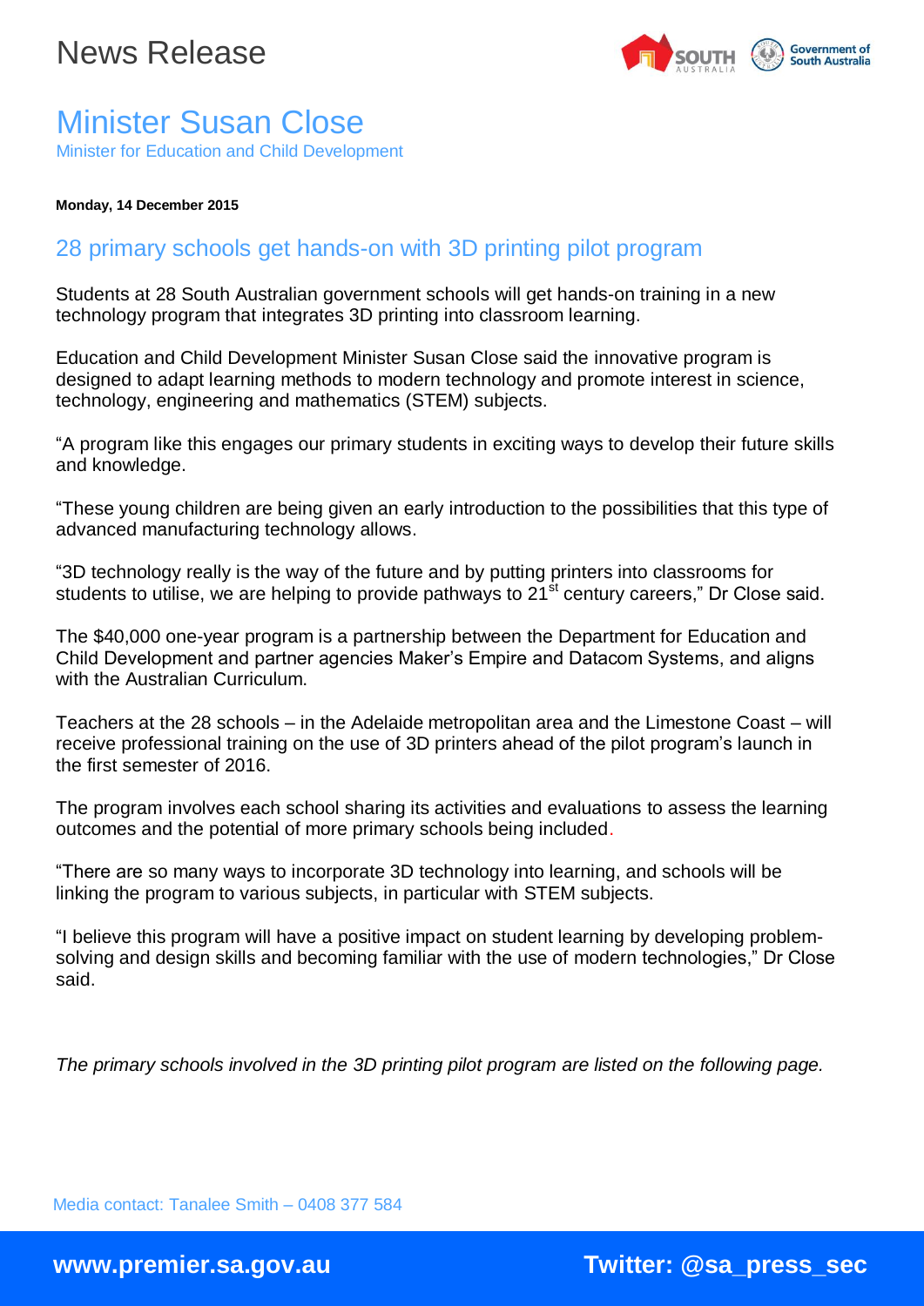# News Release

## Minister Susan Close

Minister for Education and Child Development

**Monday, 14 December 2015**

## 28 primary schools get hands-on with 3D printing pilot program

Students at 28 South Australian government schools will get hands-on training in a new technology program that integrates 3D printing into classroom learning.

Education and Child Development Minister Susan Close said the innovative program is designed to adapt learning methods to modern technology and promote interest in science, technology, engineering and mathematics (STEM) subjects.

"A program like this engages our primary students in exciting ways to develop their future skills and knowledge.

"These young children are being given an early introduction to the possibilities that this type of advanced manufacturing technology allows.

"3D technology really is the way of the future and by putting printers into classrooms for students to utilise, we are helping to provide pathways to 21st century careers," Dr Close said.

The $40,000 one-year program is a partnership between the Department for Education and Child Development and partner agencies Maker's Empire and Datacom Systems, and aligns with the Australian Curriculum.

Teachers at the 28 schools – in the Adelaide metropolitan area and the Limestone Coast – will receive professional training on the use of 3D printers ahead of the pilot program's launch in the first semester of 2016.

The program involves each school sharing its activities and evaluations to assess the learning outcomes and the potential of more primary schools being included.

"There are so many ways to incorporate 3D technology into learning, and schools will be linking the program to various subjects, in particular with STEM subjects.

"I believe this program will have a positive impact on student learning by developing problem-solving and design skills and becoming familiar with the use of modern technologies," Dr Close said.

*The primary schools involved in the 3D printing pilot program are listed on the following page.*

Media contact: Tanalee Smith – 0408 377 584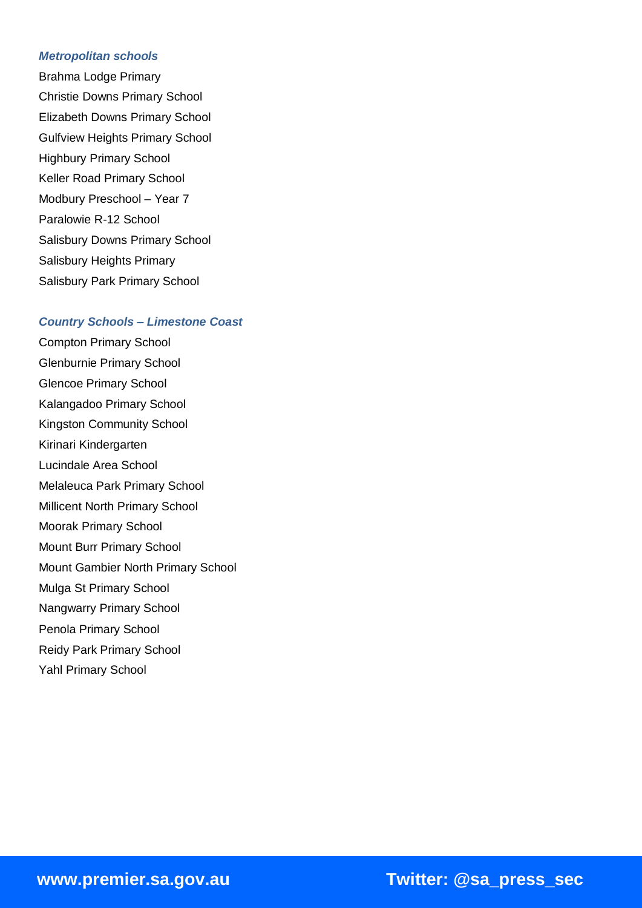***Metropolitan schools***

Brahma Lodge Primary
Christie Downs Primary School
Elizabeth Downs Primary School
Gulfview Heights Primary School
Highbury Primary School
Keller Road Primary School
Modbury Preschool – Year 7
Paralowie R-12 School
Salisbury Downs Primary School
Salisbury Heights Primary
Salisbury Park Primary School

***Country Schools – Limestone Coast***

Compton Primary School
Glenburnie Primary School
Glencoe Primary School
Kalangadoo Primary School
Kingston Community School
Kirinari Kindergarten
Lucindale Area School
Melaleuca Park Primary School
Millicent North Primary School
Moorak Primary School
Mount Burr Primary School
Mount Gambier North Primary School
Mulga St Primary School
Nangwarry Primary School
Penola Primary School
Reidy Park Primary School
Yahl Primary School